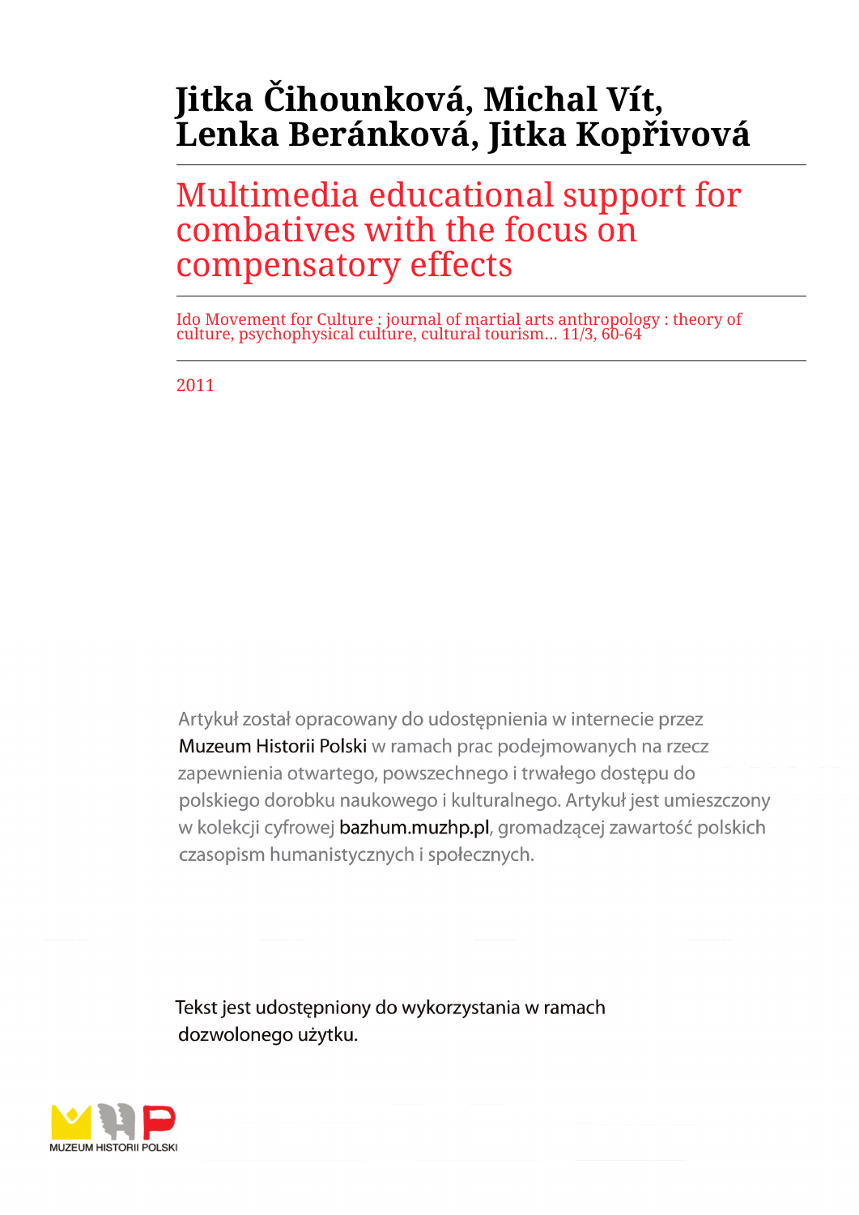# Jitka Čihounková, Michal Vít, Lenka Beránková, Jitka Kopřivová

## Multimedia educational support for combatives with the focus on compensatory effects

Ido Movement for Culture : journal of martial arts anthropology : theory of culture, psychophysical culture, cultural tourism... 11/3, 60-64

2011

Artykuł został opracowany do udostępnienia w internecie przez Muzeum Historii Polski w ramach prac podejmowanych na rzecz zapewnienia otwartego, powszechnego i trwałego dostępu do polskiego dorobku naukowego i kulturalnego. Artykuł jest umieszczony w kolekcji cyfrowej bazhum.muzhp.pl, gromadzącej zawartość polskich czasopism humanistycznych i społecznych.

Tekst jest udostępniony do wykorzystania w ramach dozwolonego użytku.

MUZEUM HISTORII POLSKI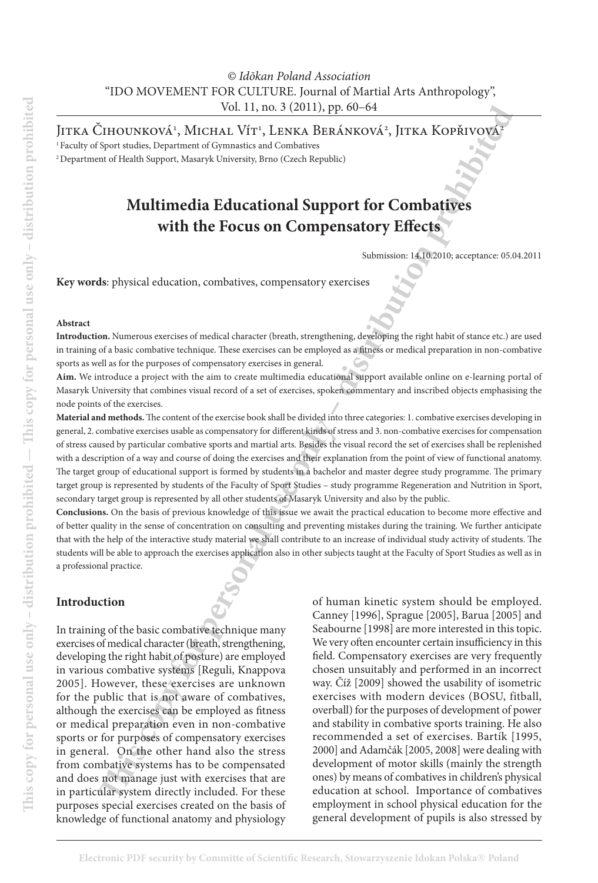Jitka Čihounková[1], Michal Vít[1], Lenka Beránková[2], Jitka Kopřivová[2]

[1] Faculty of Sport studies, Department of Gymnastics and Combatives

[2] Department of Health Support, Masaryk University, Brno (Czech Republic)

# Multimedia Educational Support for Combatives with the Focus on Compensatory Effects

Submission: 14.10.2010; acceptance: 05.04.2011

**Key words**: physical education, combatives, compensatory exercises

**Abstract**

**Introduction.** Numerous exercises of medical character (breath, strengthening, developing the right habit of stance etc.) are used in training of a basic combative technique. These exercises can be employed as a fitness or medical preparation in non-combative sports as well as for the purposes of compensatory exercises in general.

**Aim.** We introduce a project with the aim to create multimedia educational support available online on e-learning portal of Masaryk University that combines visual record of a set of exercises, spoken commentary and inscribed objects emphasising the node points of the exercises.

**Material and methods.** The content of the exercise book shall be divided into three categories: 1. combative exercises developing in general, 2. combative exercises usable as compensatory for different kinds of stress and 3. non-combative exercises for compensation of stress caused by particular combative sports and martial arts. Besides the visual record the set of exercises shall be replenished with a description of a way and course of doing the exercises and their explanation from the point of view of functional anatomy. The target group of educational support is formed by students in a bachelor and master degree study programme. The primary target group is represented by students of the Faculty of Sport Studies – study programme Regeneration and Nutrition in Sport, secondary target group is represented by all other students of Masaryk University and also by the public.

**Conclusions.** On the basis of previous knowledge of this issue we await the practical education to become more effective and of better quality in the sense of concentration on consulting and preventing mistakes during the training. We further anticipate that with the help of the interactive study material we shall contribute to an increase of individual study activity of students. The students will be able to approach the exercises application also in other subjects taught at the Faculty of Sport Studies as well as in a professional practice.

## Introduction

In training of the basic combative technique many exercises of medical character (breath, strengthening, developing the right habit of posture) are employed in various combative systems [Reguli, Knappova 2005]. However, these exercises are unknown for the public that is not aware of combatives, although the exercises can be employed as fitness or medical preparation even in non-combative sports or for purposes of compensatory exercises in general. On the other hand also the stress from combative systems has to be compensated and does not manage just with exercises that are in particular system directly included. For these purposes special exercises created on the basis of knowledge of functional anatomy and physiology of human kinetic system should be employed. Canney [1996], Sprague [2005], Barua [2005] and Seabourne [1998] are more interested in this topic. We very often encounter certain insufficiency in this field. Compensatory exercises are very frequently chosen unsuitably and performed in an incorrect way. Číž [2009] showed the usability of isometric exercises with modern devices (BOSU, fitball, overball) for the purposes of development of power and stability in combative sports training. He also recommended a set of exercises. Bartík [1995, 2000] and Adamčák [2005, 2008] were dealing with development of motor skills (mainly the strength ones) by means of combatives in children's physical education at school. Importance of combatives employment in school physical education for the general development of pupils is also stressed by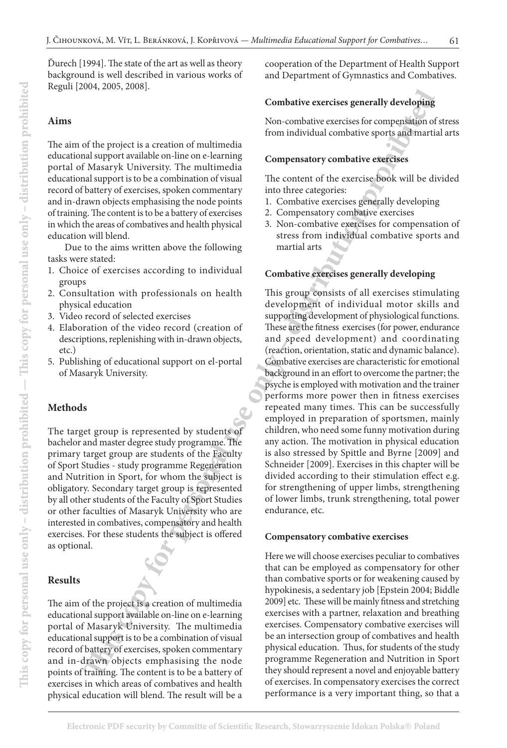Ďurech [1994]. The state of the art as well as theory background is well described in various works of Reguli [2004, 2005, 2008].

## Aims

The aim of the project is a creation of multimedia educational support available on-line on e-learning portal of Masaryk University. The multimedia educational support is to be a combination of visual record of battery of exercises, spoken commentary and in-drawn objects emphasising the node points of training. The content is to be a battery of exercises in which the areas of combatives and health physical education will blend.

Due to the aims written above the following tasks were stated:

1. Choice of exercises according to individual groups
2. Consultation with professionals on health physical education
3. Video record of selected exercises
4. Elaboration of the video record (creation of descriptions, replenishing with in-drawn objects, etc.)
5. Publishing of educational support on el-portal of Masaryk University.

## Methods

The target group is represented by students of bachelor and master degree study programme. The primary target group are students of the Faculty of Sport Studies - study programme Regeneration and Nutrition in Sport, for whom the subject is obligatory. Secondary target group is represented by all other students of the Faculty of Sport Studies or other faculties of Masaryk University who are interested in combatives, compensatory and health exercises. For these students the subject is offered as optional.

## Results

The aim of the project is a creation of multimedia educational support available on-line on e-learning portal of Masaryk University. The multimedia educational support is to be a combination of visual record of battery of exercises, spoken commentary and in-drawn objects emphasising the node points of training. The content is to be a battery of exercises in which areas of combatives and health physical education will blend. The result will be a cooperation of the Department of Health Support and Department of Gymnastics and Combatives.

**Combative exercises generally developing**

Non-combative exercises for compensation of stress from individual combative sports and martial arts

**Compensatory combative exercises**

The content of the exercise book will be divided into three categories:

1. Combative exercises generally developing
2. Compensatory combative exercises
3. Non-combative exercises for compensation of stress from individual combative sports and martial arts

### Combative exercises generally developing

This group consists of all exercises stimulating development of individual motor skills and supporting development of physiological functions. These are the fitness exercises (for power, endurance and speed development) and coordinating (reaction, orientation, static and dynamic balance). Combative exercises are characteristic for emotional background in an effort to overcome the partner; the psyche is employed with motivation and the trainer performs more power then in fitness exercises repeated many times. This can be successfully employed in preparation of sportsmen, mainly children, who need some funny motivation during any action. The motivation in physical education is also stressed by Spittle and Byrne [2009] and Schneider [2009]. Exercises in this chapter will be divided according to their stimulation effect e.g. for strengthening of upper limbs, strengthening of lower limbs, trunk strengthening, total power endurance, etc.

### Compensatory combative exercises

Here we will choose exercises peculiar to combatives that can be employed as compensatory for other than combative sports or for weakening caused by hypokinesis, a sedentary job [Epstein 2004; Biddle 2009] etc. These will be mainly fitness and stretching exercises with a partner, relaxation and breathing exercises. Compensatory combative exercises will be an intersection group of combatives and health physical education. Thus, for students of the study programme Regeneration and Nutrition in Sport they should represent a novel and enjoyable battery of exercises. In compensatory exercises the correct performance is a very important thing, so that a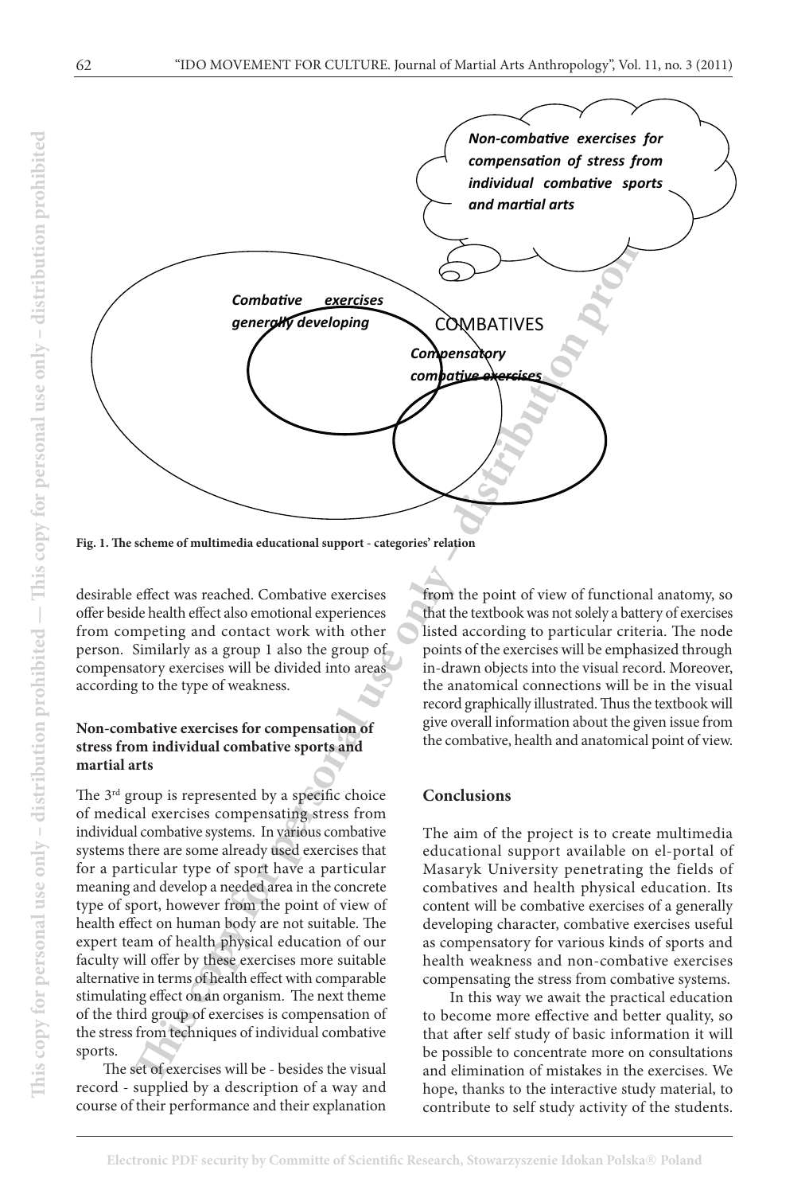Non-combative exercises for compensation of stress from individual combative sports and martial arts

Combative exercises generally developing

COMBATIVES

Compensatory combative exercises

**Fig. 1. The scheme of multimedia educational support - categories' relation**

desirable effect was reached. Combative exercises offer beside health effect also emotional experiences from competing and contact work with other person. Similarly as a group 1 also the group of compensatory exercises will be divided into areas according to the type of weakness.

### Non-combative exercises for compensation of stress from individual combative sports and martial arts

The 3rd group is represented by a specific choice of medical exercises compensating stress from individual combative systems. In various combative systems there are some already used exercises that for a particular type of sport have a particular meaning and develop a needed area in the concrete type of sport, however from the point of view of health effect on human body are not suitable. The expert team of health physical education of our faculty will offer by these exercises more suitable alternative in terms of health effect with comparable stimulating effect on an organism. The next theme of the third group of exercises is compensation of the stress from techniques of individual combative sports.

The set of exercises will be - besides the visual record - supplied by a description of a way and course of their performance and their explanation from the point of view of functional anatomy, so that the textbook was not solely a battery of exercises listed according to particular criteria. The node points of the exercises will be emphasized through in-drawn objects into the visual record. Moreover, the anatomical connections will be in the visual record graphically illustrated. Thus the textbook will give overall information about the given issue from the combative, health and anatomical point of view.

## Conclusions

The aim of the project is to create multimedia educational support available on el-portal of Masaryk University penetrating the fields of combatives and health physical education. Its content will be combative exercises of a generally developing character, combative exercises useful as compensatory for various kinds of sports and health weakness and non-combative exercises compensating the stress from combative systems.

In this way we await the practical education to become more effective and better quality, so that after self study of basic information it will be possible to concentrate more on consultations and elimination of mistakes in the exercises. We hope, thanks to the interactive study material, to contribute to self study activity of the students.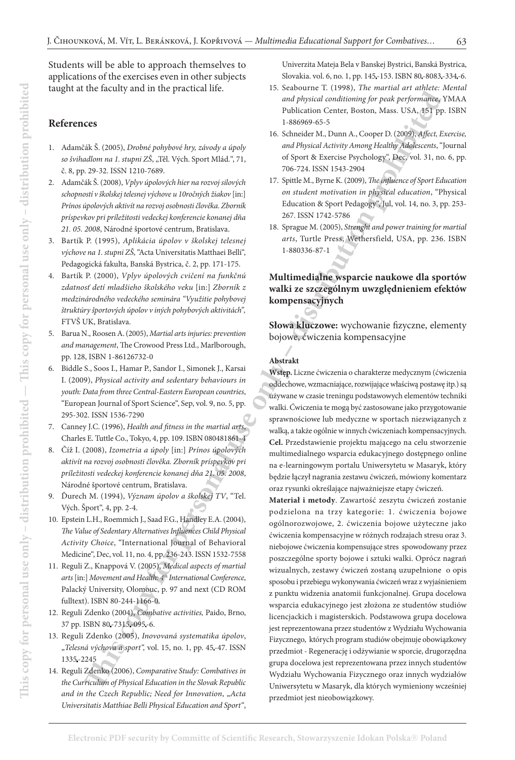Students will be able to approach themselves to applications of the exercises even in other subjects taught at the faculty and in the practical life.

## References

1. Adamčák Š. (2005), *Drobné pohybové hry, závody a úpoly so švihadlom na 1. stupni ZŠ*, „Těl. Vých. Sport Mlád.", 71, č. 8, pp. 29-32. ISSN 1210-7689.
2. Adamčák Š. (2008), *Vplyv úpolových hier na rozvoj silových schopností v školskej telesnej výchove u 10ročných žiakov* [in:] *Prínos úpolových aktivít na rozvoj osobnosti človeka. Zborník príspevkov pri príležitosti vedeckej konferencie konanej dňa 21. 05. 2008*, Národné športové centrum, Bratislava.
3. Bartík P. (1995), *Aplikácia úpolov v školskej telesnej výchove na 1. stupni ZŠ*, "Acta Universitatis Matthaei Belli", Pedagogická fakulta, Banská Bystrica, č. 2, pp. 171-175.
4. Bartík P. (2000), *Vplyv úpolových cvičení na funkčnú zdatnosť detí mladšieho školského veku* [in:] *Zborník z medzinárodného vedeckého seminára "Využitie pohybovej štruktúry športových úpolov v iných pohybových aktivitách"*, FTVŠ UK, Bratislava.
5. Barua N., Roosen A. (2005), *Martial arts injuries: prevention and management*, The Crowood Press Ltd., Marlborough, pp. 128, ISBN 1-86126732-0
6. Biddle S., Soos I., Hamar P., Sandor I., Simonek J., Karsai I. (2009), *Physical activity and sedentary behaviours in youth: Data from three Central-Eastern European countries*, "European Journal of Sport Science", Sep, vol. 9, no. 5, pp. 295-302. ISSN 1536-7290
7. Canney J.C. (1996), *Health and fitness in the martial arts*, Charles E. Tuttle Co., Tokyo, 4, pp. 109. ISBN 080481861-4
8. Číž I. (2008), *Izometria a úpoly* [in:] *Prínos úpolových aktivít na rozvoj osobnosti človeka. Zborník príspevkov pri príležitosti vedeckej konferencie konanej dňa 21. 05. 2008*, Národné športové centrum, Bratislava.
9. Ďurech M. (1994), *Význam úpolov a školskej TV*, "Tel. Vých. Šport", 4, pp. 2-4.
10. Epstein L.H., Roemmich J., Saad F.G., Handley E.A. (2004), *The Value of Sedentary Alternatives Influences Child Physical Activity Choice*, "International Journal of Behavioral Medicine", Dec, vol. 11, no. 4, pp. 236-243. ISSN 1532-7558
11. Reguli Z., Knappová V. (2005), *Medical aspects of martial arts* [in:] *Movement and Health: 4th International Conference*, Palacký University, Olomouc, p. 97 and next (CD ROM fulltext). ISBN 80-244-1166-0.
12. Reguli Zdenko (2004), *Combative activities,* Paido, Brno, 37 pp. ISBN 80-7315-095-6.
13. Reguli Zdenko (2005), *Inovovaná systematika úpolov*, „*Telesná výchova a sport",* vol. 15, no. 1, pp. 45-47. ISSN 1335-2245
14. Reguli Zdenko (2006), *Comparative Study: Combatives in the Curriculum of Physical Education in the Slovak Republic and in the Czech Republic; Need for Innovation*, *„Acta Universitatis Matthiae Belli Physical Education and Sport"*, Univerzita Mateja Bela v Banskej Bystrici, Banská Bystrica, Slovakia. vol. 6, no. 1, pp. 145-153. ISBN 80-8083-334-6.
15. Seabourne T. (1998), *The martial art athlete: Mental and physical conditioning for peak performance*, YMAA Publication Center, Boston, Mass. USA, 151 pp. ISBN 1-886969-65-5
16. Schneider M., Dunn A., Cooper D. (2009), *Affect, Exercise, and Physical Activity Among Healthy Adolescents*, "Journal of Sport & Exercise Psychology", Dec, vol. 31, no. 6, pp. 706-724. ISSN 1543-2904
17. Spittle M., Byrne K. (2009), *The influence of Sport Education on student motivation in physical education*, "Physical Education & Sport Pedagogy", Jul, vol. 14, no. 3, pp. 253-267. ISSN 1742-5786
18. Sprague M. (2005), *Strenght and power training for martial arts*, Turtle Press, Wethersfield, USA, pp. 236. ISBN 1-880336-87-1

## Multimedialne wsparcie naukowe dla sportów walki ze szczególnym uwzględnieniem efektów kompensacyjnych

**Słowa kluczowe:** wychowanie fizyczne, elementy bojowe, ćwiczenia kompensacyjne

### Abstrakt

**Wstęp.** Liczne ćwiczenia o charakterze medycznym (ćwiczenia oddechowe, wzmacniające, rozwijające właściwą postawę itp.) są używane w czasie treningu podstawowych elementów techniki walki. Ćwiczenia te mogą być zastosowane jako przygotowanie sprawnościowe lub medyczne w sportach niezwiązanych z walką, a także ogólnie w innych ćwiczeniach kompensacyjnych. **Cel.** Przedstawienie projektu mającego na celu stworzenie multimedialnego wsparcia edukacyjnego dostępnego online na e-learningowym portalu Uniwersytetu w Masaryk, który będzie łączył nagrania zestawu ćwiczeń, mówiony komentarz oraz rysunki określające najważniejsze etapy ćwiczeń.

**Materiał i metody**. Zawartość zeszytu ćwiczeń zostanie podzielona na trzy kategorie: 1. ćwiczenia bojowe ogólnorozwojowe, 2. ćwiczenia bojowe użyteczne jako ćwiczenia kompensacyjne w różnych rodzajach stresu oraz 3. niebojowe ćwiczenia kompensujące stres spowodowany przez poszczególne sporty bojowe i sztuki walki. Oprócz nagrań wizualnych, zestawy ćwiczeń zostaną uzupełnione o opis sposobu i przebiegu wykonywania ćwiczeń wraz z wyjaśnieniem z punktu widzenia anatomii funkcjonalnej. Grupa docelowa wsparcia edukacyjnego jest złożona ze studentów studiów licencjackich i magisterskich. Podstawowa grupa docelowa jest reprezentowana przez studentów z Wydziału Wychowania Fizycznego, których program studiów obejmuje obowiązkowy przedmiot - Regenerację i odżywianie w sporcie, drugorzędna grupa docelowa jest reprezentowana przez innych studentów Wydziału Wychowania Fizycznego oraz innych wydziałów Uniwersytetu w Masaryk, dla których wymieniony wcześniej przedmiot jest nieobowiązkowy.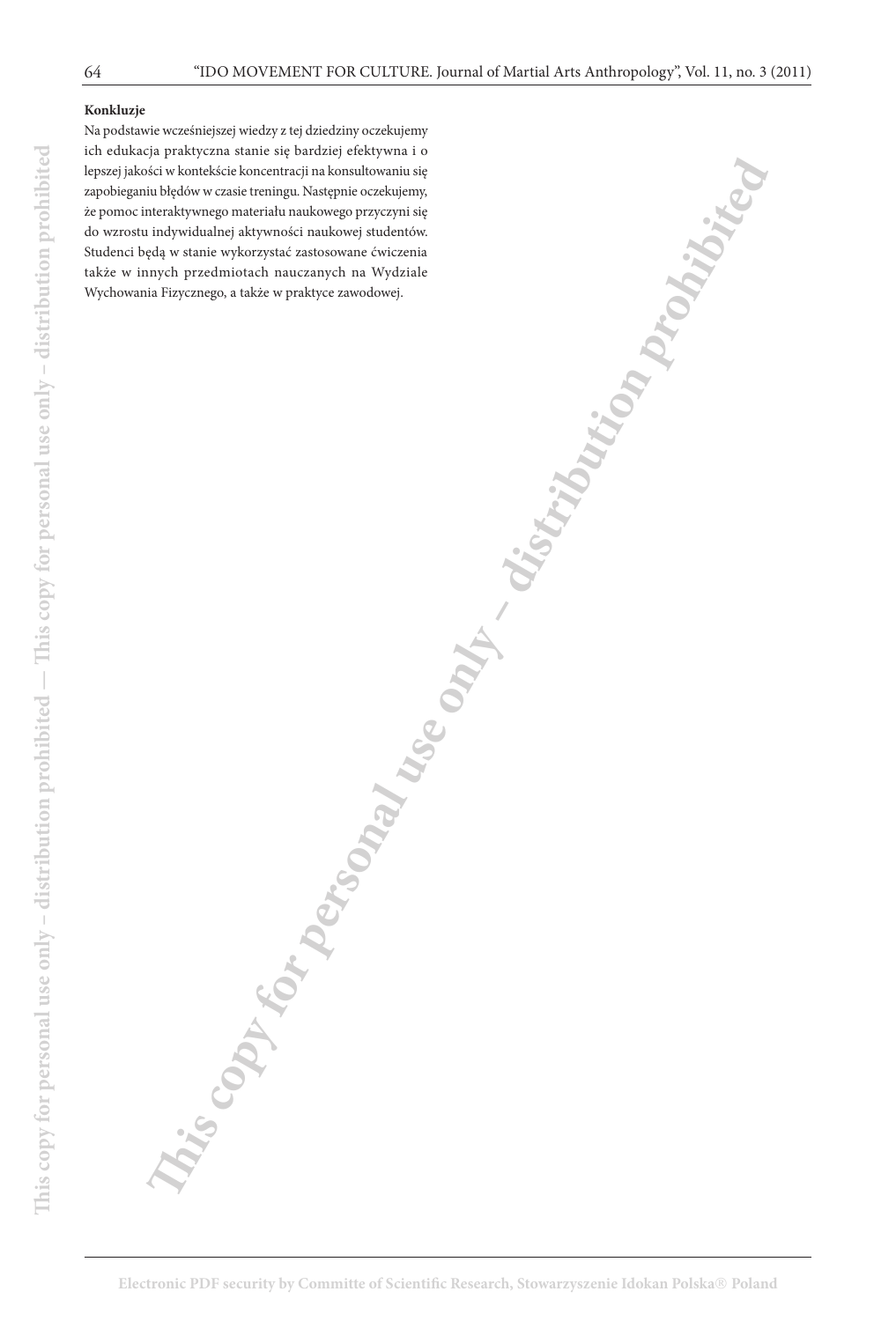**Konkluzje**

Na podstawie wcześniejszej wiedzy z tej dziedziny oczekujemy ich edukacja praktyczna stanie się bardziej efektywna i o lepszej jakości w kontekście koncentracji na konsultowaniu się zapobieganiu błędów w czasie treningu. Następnie oczekujemy, że pomoc interaktywnego materiału naukowego przyczyni się do wzrostu indywidualnej aktywności naukowej studentów. Studenci będą w stanie wykorzystać zastosowane ćwiczenia także w innych przedmiotach nauczanych na Wydziale Wychowania Fizycznego, a także w praktyce zawodowej.